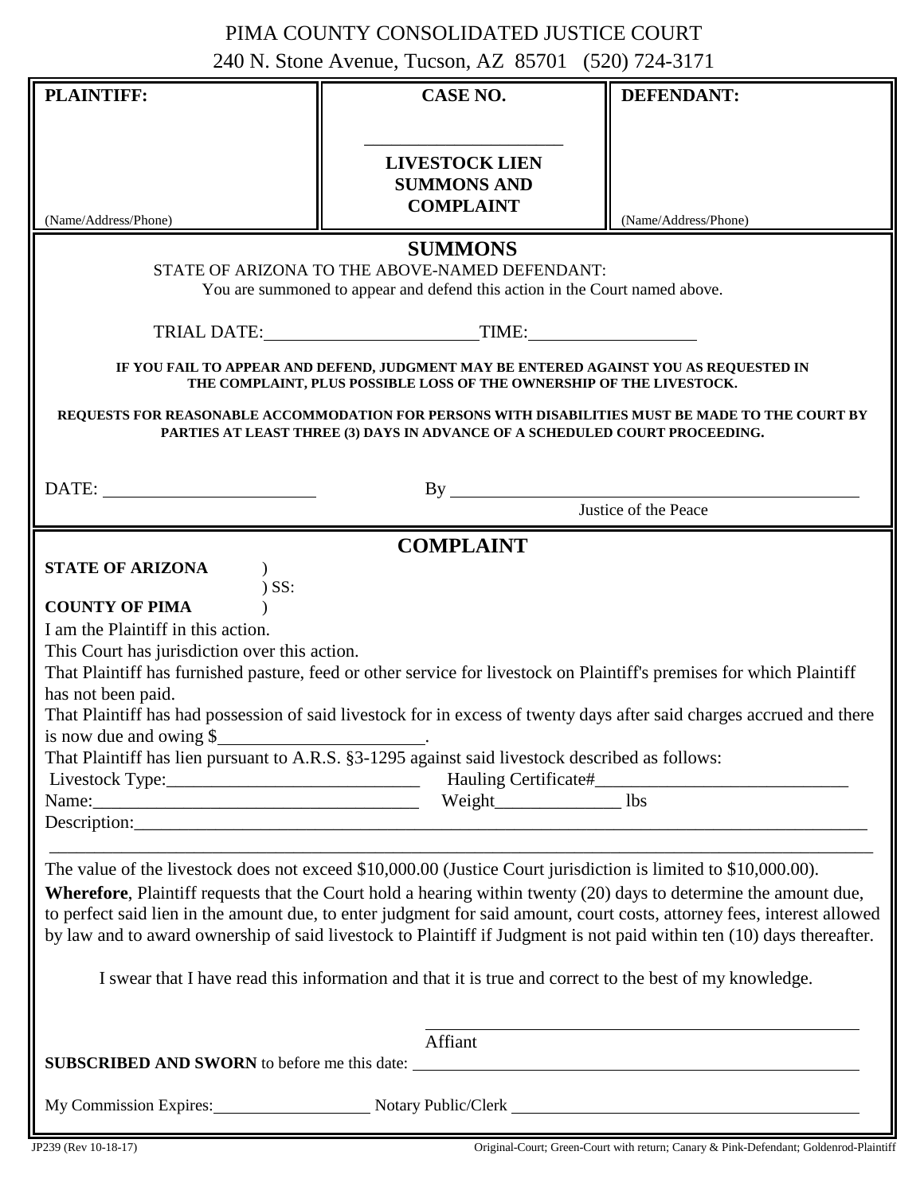PIMA COUNTY CONSOLIDATED JUSTICE COURT

240 N. Stone Avenue, Tucson, AZ 85701 (520) 724-3171

| **PLAINTIFF:** | **CASE NO.** | **DEFENDANT:** |
|---|---|---|
| (Name/Address/Phone) | _____________________ **LIVESTOCK LIEN SUMMONS AND COMPLAINT** | (Name/Address/Phone) |

## SUMMONS

STATE OF ARIZONA TO THE ABOVE-NAMED DEFENDANT:

You are summoned to appear and defend this action in the Court named above.

TRIAL DATE:________________________ TIME:__________________

**IF YOU FAIL TO APPEAR AND DEFEND, JUDGMENT MAY BE ENTERED AGAINST YOU AS REQUESTED IN THE COMPLAINT, PLUS POSSIBLE LOSS OF THE OWNERSHIP OF THE LIVESTOCK.**

**REQUESTS FOR REASONABLE ACCOMMODATION FOR PERSONS WITH DISABILITIES MUST BE MADE TO THE COURT BY PARTIES AT LEAST THREE (3) DAYS IN ADVANCE OF A SCHEDULED COURT PROCEEDING.**

DATE: ________________________ By ______________________________________________

Justice of the Peace

## COMPLAINT

**STATE OF ARIZONA** )
) SS:
**COUNTY OF PIMA** )

I am the Plaintiff in this action.

This Court has jurisdiction over this action.

That Plaintiff has furnished pasture, feed or other service for livestock on Plaintiff's premises for which Plaintiff has not been paid.

That Plaintiff has had possession of said livestock for in excess of twenty days after said charges accrued and there is now due and owing $______________________.

That Plaintiff has lien pursuant to A.R.S. §3-1295 against said livestock described as follows:

Livestock Type:___________________________ Hauling Certificate#___________________________

Name:____________________________________ Weight______________ lbs

Description:_________________________________________________________________________________

_____________________________________________________________________________________________

The value of the livestock does not exceed $10,000.00 (Justice Court jurisdiction is limited to $10,000.00).

**Wherefore**, Plaintiff requests that the Court hold a hearing within twenty (20) days to determine the amount due, to perfect said lien in the amount due, to enter judgment for said amount, court costs, attorney fees, interest allowed by law and to award ownership of said livestock to Plaintiff if Judgment is not paid within ten (10) days thereafter.

I swear that I have read this information and that it is true and correct to the best of my knowledge.

_________________________________________________
Affiant

**SUBSCRIBED AND SWORN** to before me this date: _______________________________________________

My Commission Expires:__________________ Notary Public/Clerk ______________________________________

JP239 (Rev 10-18-17) Original-Court; Green-Court with return; Canary & Pink-Defendant; Goldenrod-Plaintiff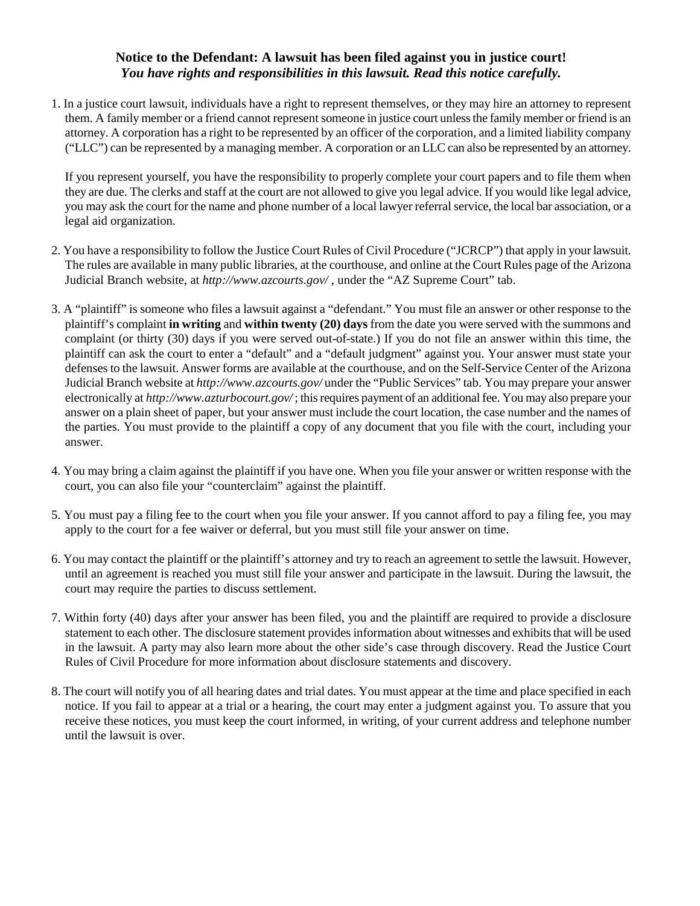**Notice to the Defendant: A lawsuit has been filed against you in justice court!**
***You have rights and responsibilities in this lawsuit. Read this notice carefully.***

1. In a justice court lawsuit, individuals have a right to represent themselves, or they may hire an attorney to represent them. A family member or a friend cannot represent someone in justice court unless the family member or friend is an attorney. A corporation has a right to be represented by an officer of the corporation, and a limited liability company ("LLC") can be represented by a managing member. A corporation or an LLC can also be represented by an attorney.

   If you represent yourself, you have the responsibility to properly complete your court papers and to file them when they are due. The clerks and staff at the court are not allowed to give you legal advice. If you would like legal advice, you may ask the court for the name and phone number of a local lawyer referral service, the local bar association, or a legal aid organization.

2. You have a responsibility to follow the Justice Court Rules of Civil Procedure ("JCRCP") that apply in your lawsuit. The rules are available in many public libraries, at the courthouse, and online at the Court Rules page of the Arizona Judicial Branch website, at *http://www.azcourts.gov/* , under the "AZ Supreme Court" tab.

3. A "plaintiff" is someone who files a lawsuit against a "defendant." You must file an answer or other response to the plaintiff's complaint **in writing** and **within twenty (20) days** from the date you were served with the summons and complaint (or thirty (30) days if you were served out-of-state.) If you do not file an answer within this time, the plaintiff can ask the court to enter a "default" and a "default judgment" against you. Your answer must state your defenses to the lawsuit. Answer forms are available at the courthouse, and on the Self-Service Center of the Arizona Judicial Branch website at *http://www.azcourts.gov/* under the "Public Services" tab. You may prepare your answer electronically at *http://www.azturbocourt.gov/* ; this requires payment of an additional fee. You may also prepare your answer on a plain sheet of paper, but your answer must include the court location, the case number and the names of the parties. You must provide to the plaintiff a copy of any document that you file with the court, including your answer.

4. You may bring a claim against the plaintiff if you have one. When you file your answer or written response with the court, you can also file your "counterclaim" against the plaintiff.

5. You must pay a filing fee to the court when you file your answer. If you cannot afford to pay a filing fee, you may apply to the court for a fee waiver or deferral, but you must still file your answer on time.

6. You may contact the plaintiff or the plaintiff's attorney and try to reach an agreement to settle the lawsuit. However, until an agreement is reached you must still file your answer and participate in the lawsuit. During the lawsuit, the court may require the parties to discuss settlement.

7. Within forty (40) days after your answer has been filed, you and the plaintiff are required to provide a disclosure statement to each other. The disclosure statement provides information about witnesses and exhibits that will be used in the lawsuit. A party may also learn more about the other side's case through discovery. Read the Justice Court Rules of Civil Procedure for more information about disclosure statements and discovery.

8. The court will notify you of all hearing dates and trial dates. You must appear at the time and place specified in each notice. If you fail to appear at a trial or a hearing, the court may enter a judgment against you. To assure that you receive these notices, you must keep the court informed, in writing, of your current address and telephone number until the lawsuit is over.